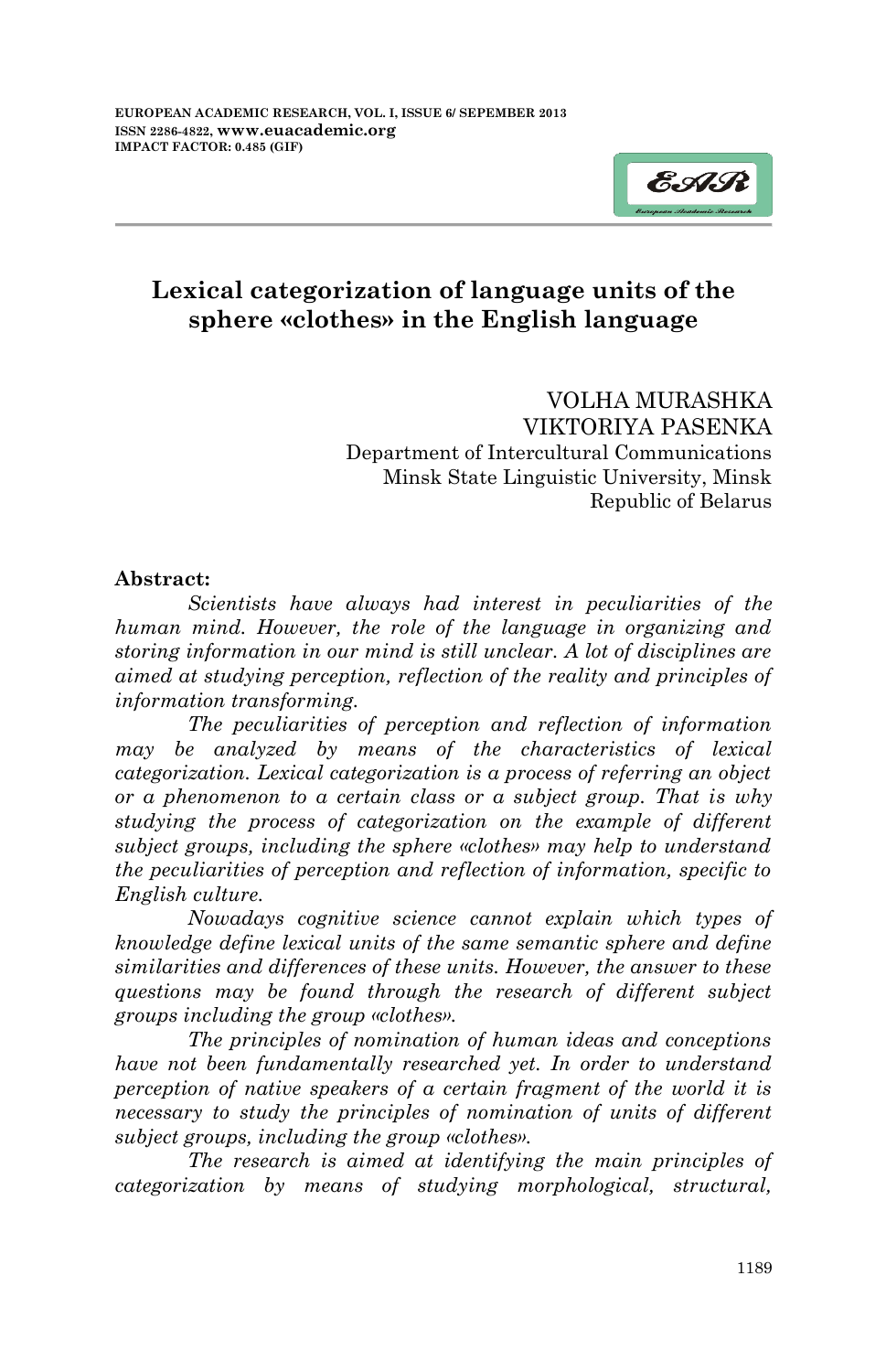# Lexical categorization of language units of the sphere «clothes» in the English language

VOLHA MURASHKA
VIKTORIYA PASENKA
Department of Intercultural Communications
Minsk State Linguistic University, Minsk
Republic of Belarus

**Abstract:**

*Scientists have always had interest in peculiarities of the human mind. However, the role of the language in organizing and storing information in our mind is still unclear. A lot of disciplines are aimed at studying perception, reflection of the reality and principles of information transforming.*

*The peculiarities of perception and reflection of information may be analyzed by means of the characteristics of lexical categorization. Lexical categorization is a process of referring an object or a phenomenon to a certain class or a subject group. That is why studying the process of categorization on the example of different subject groups, including the sphere «clothes» may help to understand the peculiarities of perception and reflection of information, specific to English culture.*

*Nowadays cognitive science cannot explain which types of knowledge define lexical units of the same semantic sphere and define similarities and differences of these units. However, the answer to these questions may be found through the research of different subject groups including the group «clothes».*

*The principles of nomination of human ideas and conceptions have not been fundamentally researched yet. In order to understand perception of native speakers of a certain fragment of the world it is necessary to study the principles of nomination of units of different subject groups, including the group «clothes».*

*The research is aimed at identifying the main principles of categorization by means of studying morphological, structural,*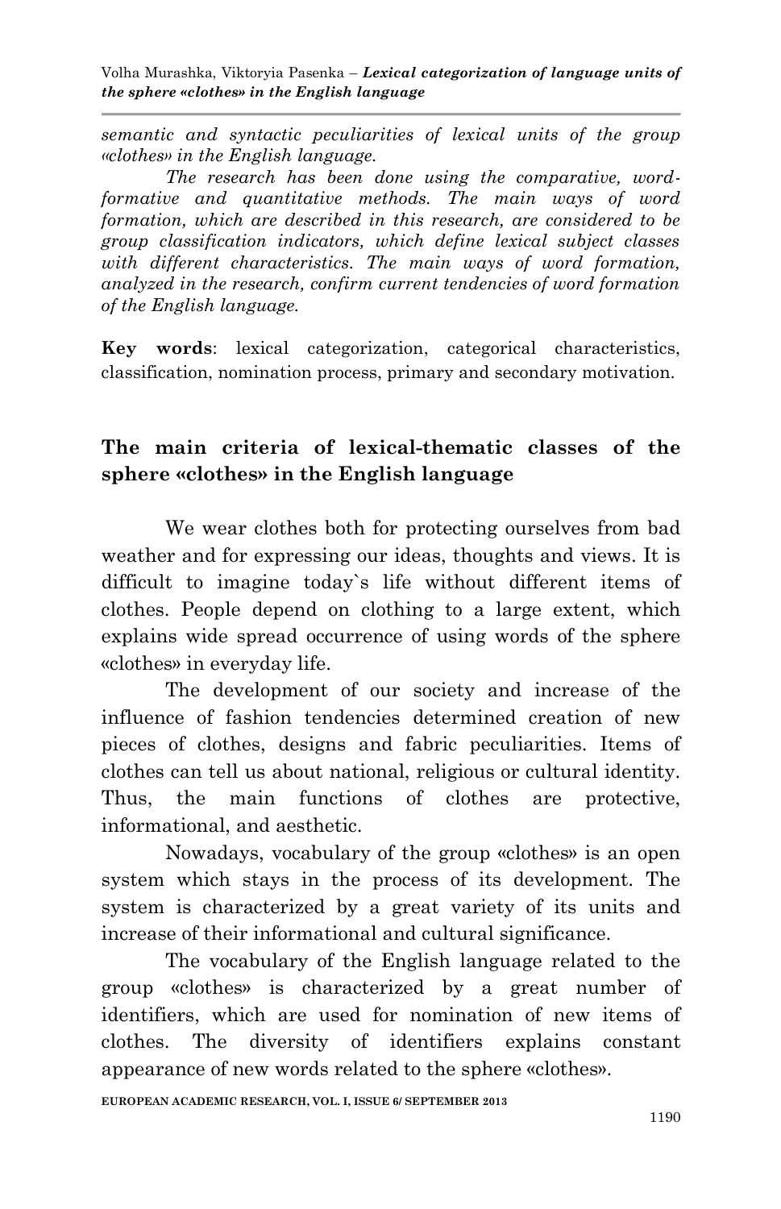*semantic and syntactic peculiarities of lexical units of the group «clothes» in the English language.*

*The research has been done using the comparative, word-formative and quantitative methods. The main ways of word formation, which are described in this research, are considered to be group classification indicators, which define lexical subject classes with different characteristics. The main ways of word formation, analyzed in the research, confirm current tendencies of word formation of the English language.*

**Key words**: lexical categorization, categorical characteristics, classification, nomination process, primary and secondary motivation.

## The main criteria of lexical-thematic classes of the sphere «clothes» in the English language

We wear clothes both for protecting ourselves from bad weather and for expressing our ideas, thoughts and views. It is difficult to imagine today`s life without different items of clothes. People depend on clothing to a large extent, which explains wide spread occurrence of using words of the sphere «clothes» in everyday life.

The development of our society and increase of the influence of fashion tendencies determined creation of new pieces of clothes, designs and fabric peculiarities. Items of clothes can tell us about national, religious or cultural identity. Thus, the main functions of clothes are protective, informational, and aesthetic.

Nowadays, vocabulary of the group «clothes» is an open system which stays in the process of its development. The system is characterized by a great variety of its units and increase of their informational and cultural significance.

The vocabulary of the English language related to the group «clothes» is characterized by a great number of identifiers, which are used for nomination of new items of clothes. The diversity of identifiers explains constant appearance of new words related to the sphere «clothes».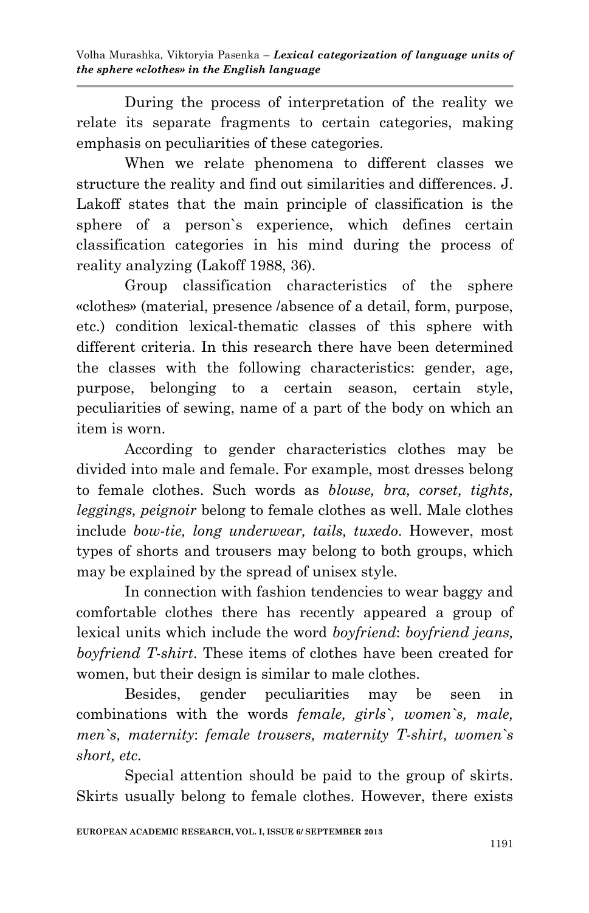During the process of interpretation of the reality we relate its separate fragments to certain categories, making emphasis on peculiarities of these categories.

When we relate phenomena to different classes we structure the reality and find out similarities and differences. J. Lakoff states that the main principle of classification is the sphere of a person`s experience, which defines certain classification categories in his mind during the process of reality analyzing (Lakoff 1988, 36).

Group classification characteristics of the sphere «clothes» (material, presence /absence of a detail, form, purpose, etc.) condition lexical-thematic classes of this sphere with different criteria. In this research there have been determined the classes with the following characteristics: gender, age, purpose, belonging to a certain season, certain style, peculiarities of sewing, name of a part of the body on which an item is worn.

According to gender characteristics clothes may be divided into male and female. For example, most dresses belong to female clothes. Such words as *blouse, bra, corset, tights, leggings, peignoir* belong to female clothes as well. Male clothes include *bow-tie, long underwear, tails, tuxedo*. However, most types of shorts and trousers may belong to both groups, which may be explained by the spread of unisex style.

In connection with fashion tendencies to wear baggy and comfortable clothes there has recently appeared a group of lexical units which include the word *boyfriend*: *boyfriend jeans, boyfriend T-shirt*. These items of clothes have been created for women, but their design is similar to male clothes.

Besides, gender peculiarities may be seen in combinations with the words *female, girls`, women`s, male, men`s, maternity*: *female trousers, maternity T-shirt, women`s short, etc.*

Special attention should be paid to the group of skirts. Skirts usually belong to female clothes. However, there exists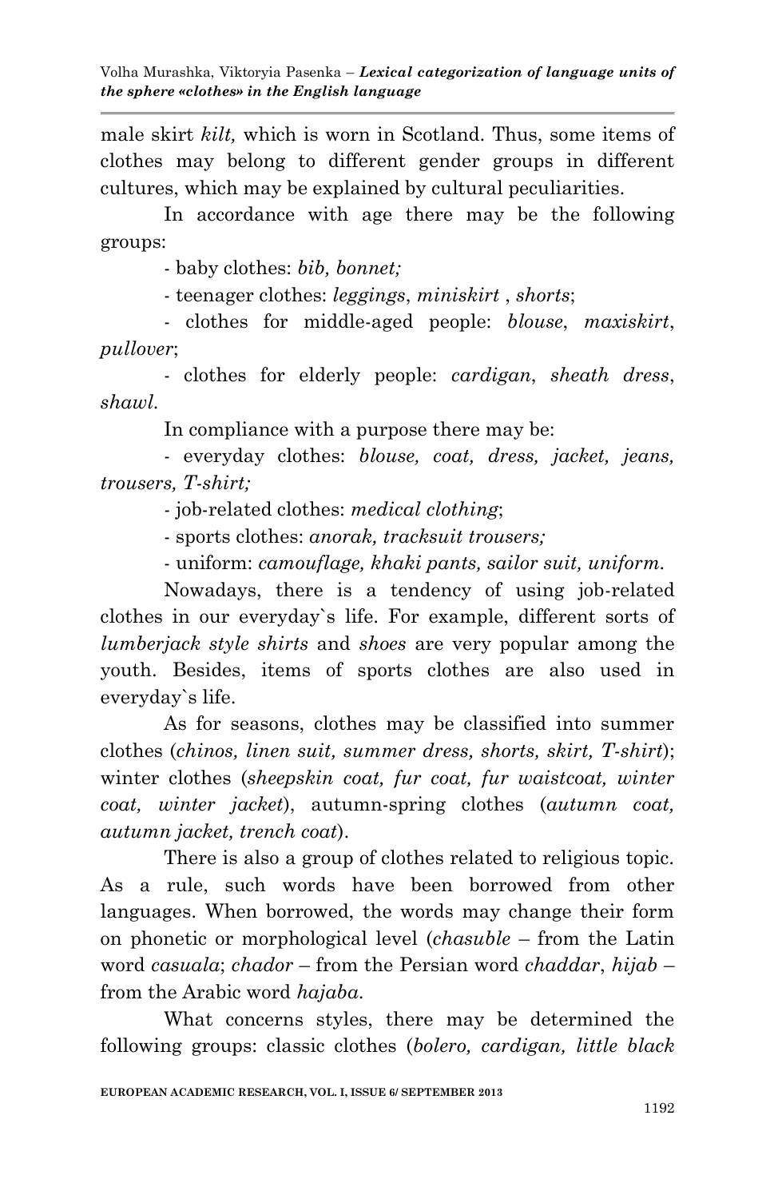male skirt *kilt,* which is worn in Scotland. Thus, some items of clothes may belong to different gender groups in different cultures, which may be explained by cultural peculiarities.

In accordance with age there may be the following groups:

- baby clothes: *bib, bonnet;*
- teenager clothes: *leggings*, *miniskirt* , *shorts*;
- clothes for middle-aged people: *blouse*, *maxiskirt*, *pullover*;
- clothes for elderly people: *cardigan*, *sheath dress*, *shawl*.

In compliance with a purpose there may be:

- everyday clothes: *blouse, coat, dress, jacket, jeans, trousers, T-shirt;*
- job-related clothes: *medical clothing*;
- sports clothes: *anorak, tracksuit trousers;*
- uniform: *camouflage, khaki pants, sailor suit, uniform.*

Nowadays, there is a tendency of using job-related clothes in our everyday`s life. For example, different sorts of *lumberjack style shirts* and *shoes* are very popular among the youth. Besides, items of sports clothes are also used in everyday`s life.

As for seasons, clothes may be classified into summer clothes (*chinos, linen suit, summer dress, shorts, skirt, T-shirt*); winter clothes (*sheepskin coat, fur coat, fur waistcoat, winter coat, winter jacket*), autumn-spring clothes (*autumn coat, autumn jacket, trench coat*).

There is also a group of clothes related to religious topic. As a rule, such words have been borrowed from other languages. When borrowed, the words may change their form on phonetic or morphological level (*chasuble* – from the Latin word *casuala*; *chador* – from the Persian word *chaddar*, *hijab* – from the Arabic word *hajaba*.

What concerns styles, there may be determined the following groups: classic clothes (*bolero, cardigan, little black*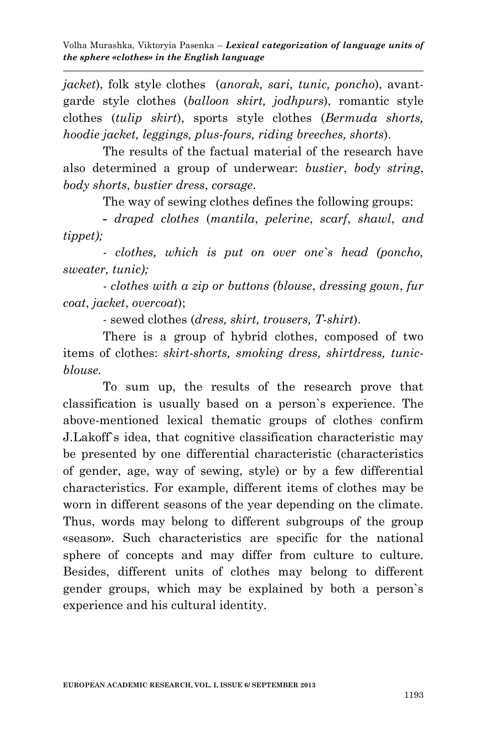*jacket*), folk style clothes (*anorak, sari, tunic, poncho*), avant-garde style clothes (*balloon skirt, jodhpurs*), romantic style clothes (*tulip skirt*), sports style clothes (*Bermuda shorts, hoodie jacket, leggings, plus-fours, riding breeches, shorts*).

The results of the factual material of the research have also determined a group of underwear: *bustier*, *body string*, *body shorts*, *bustier dress*, *corsage*.

The way of sewing clothes defines the following groups:

- *draped clothes* (*mantila*, *pelerine*, *scarf*, *shawl*, *and tippet);*
- *clothes, which is put on over one`s head (poncho, sweater, tunic);*
- *clothes with a zip or buttons (blouse*, *dressing gown*, *fur coat*, *jacket*, *overcoat*);
- sewed clothes (*dress, skirt, trousers, T-shirt*).

There is a group of hybrid clothes, composed of two items of clothes: *skirt-shorts, smoking dress, shirtdress, tunic-blouse.*

To sum up, the results of the research prove that classification is usually based on a person`s experience. The above-mentioned lexical thematic groups of clothes confirm J.Lakoff`s idea, that cognitive classification characteristic may be presented by one differential characteristic (characteristics of gender, age, way of sewing, style) or by a few differential characteristics. For example, different items of clothes may be worn in different seasons of the year depending on the climate. Thus, words may belong to different subgroups of the group «season». Such characteristics are specific for the national sphere of concepts and may differ from culture to culture. Besides, different units of clothes may belong to different gender groups, which may be explained by both a person`s experience and his cultural identity.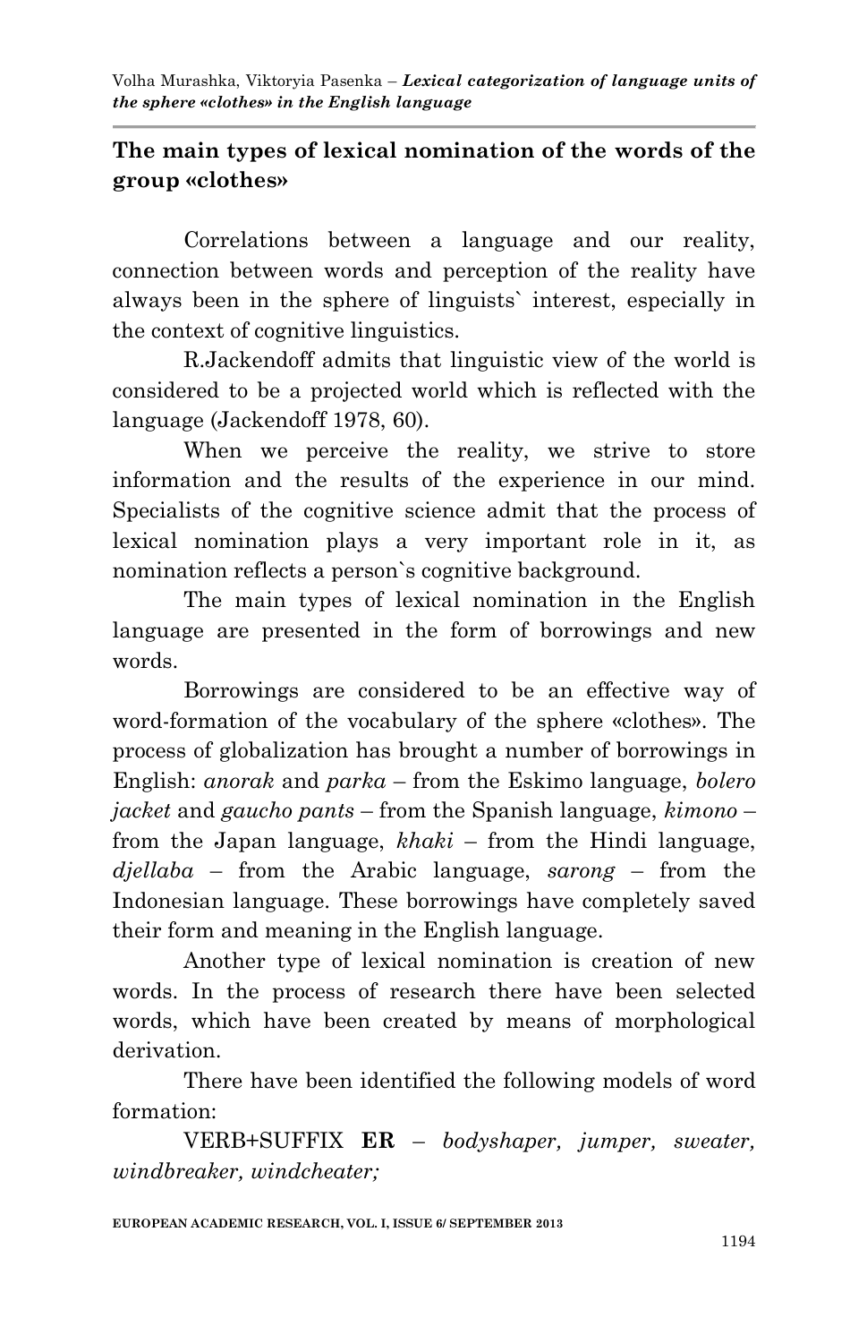## The main types of lexical nomination of the words of the group «clothes»

Correlations between a language and our reality, connection between words and perception of the reality have always been in the sphere of linguists` interest, especially in the context of cognitive linguistics.

R.Jackendoff admits that linguistic view of the world is considered to be a projected world which is reflected with the language (Jackendoff 1978, 60).

When we perceive the reality, we strive to store information and the results of the experience in our mind. Specialists of the cognitive science admit that the process of lexical nomination plays a very important role in it, as nomination reflects a person`s cognitive background.

The main types of lexical nomination in the English language are presented in the form of borrowings and new words.

Borrowings are considered to be an effective way of word-formation of the vocabulary of the sphere «clothes». The process of globalization has brought a number of borrowings in English: *anorak* and *parka* – from the Eskimo language, *bolero jacket* and *gaucho pants* – from the Spanish language, *kimono* – from the Japan language, *khaki* – from the Hindi language, *djellaba* – from the Arabic language, *sarong* – from the Indonesian language. These borrowings have completely saved their form and meaning in the English language.

Another type of lexical nomination is creation of new words. In the process of research there have been selected words, which have been created by means of morphological derivation.

There have been identified the following models of word formation:

VERB+SUFFIX **ER** – *bodyshaper, jumper, sweater, windbreaker, windcheater;*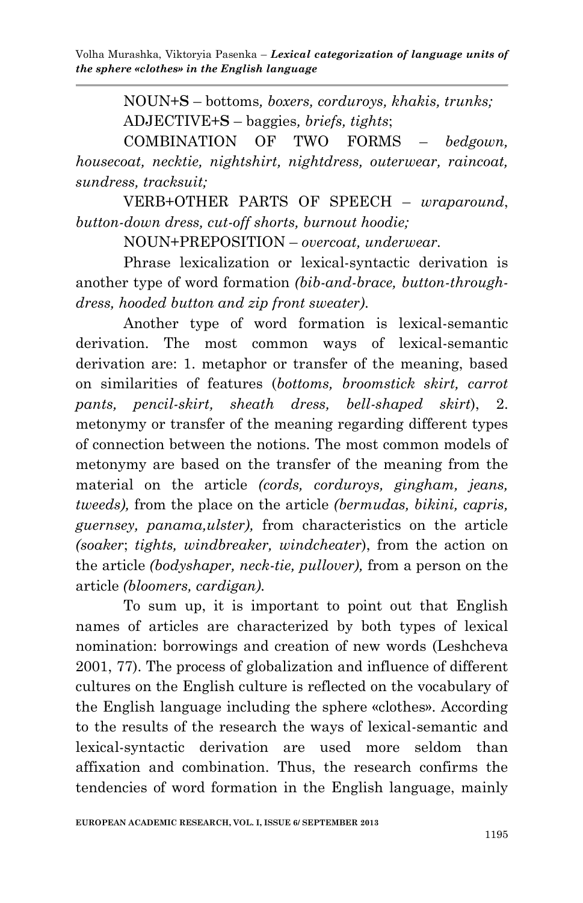NOUN+S – bottoms*, boxers, corduroys, khakis, trunks;*

ADJECTIVE+S – baggies*, briefs, tights*;

COMBINATION OF TWO FORMS – *bedgown, housecoat, necktie, nightshirt, nightdress, outerwear, raincoat, sundress, tracksuit;*

VERB+OTHER PARTS OF SPEECH – *wraparound*, *button-down dress, cut-off shorts, burnout hoodie;*

NOUN+PREPOSITION – *overcoat, underwear*.

Phrase lexicalization or lexical-syntactic derivation is another type of word formation *(bib-and-brace, button-through-dress, hooded button and zip front sweater)*.

Another type of word formation is lexical-semantic derivation. The most common ways of lexical-semantic derivation are: 1. metaphor or transfer of the meaning, based on similarities of features (*bottoms, broomstick skirt, carrot pants, pencil-skirt, sheath dress, bell-shaped skirt*), 2. metonymy or transfer of the meaning regarding different types of connection between the notions. The most common models of metonymy are based on the transfer of the meaning from the material on the article *(cords, corduroys, gingham, jeans, tweeds),* from the place on the article *(bermudas, bikini, capris, guernsey, panama,ulster),* from characteristics on the article *(soaker*; *tights, windbreaker, windcheater*), from the action on the article *(bodyshaper, neck-tie, pullover),* from a person on the article *(bloomers, cardigan).*

To sum up, it is important to point out that English names of articles are characterized by both types of lexical nomination: borrowings and creation of new words (Leshcheva 2001, 77). The process of globalization and influence of different cultures on the English culture is reflected on the vocabulary of the English language including the sphere «clothes». According to the results of the research the ways of lexical-semantic and lexical-syntactic derivation are used more seldom than affixation and combination. Thus, the research confirms the tendencies of word formation in the English language, mainly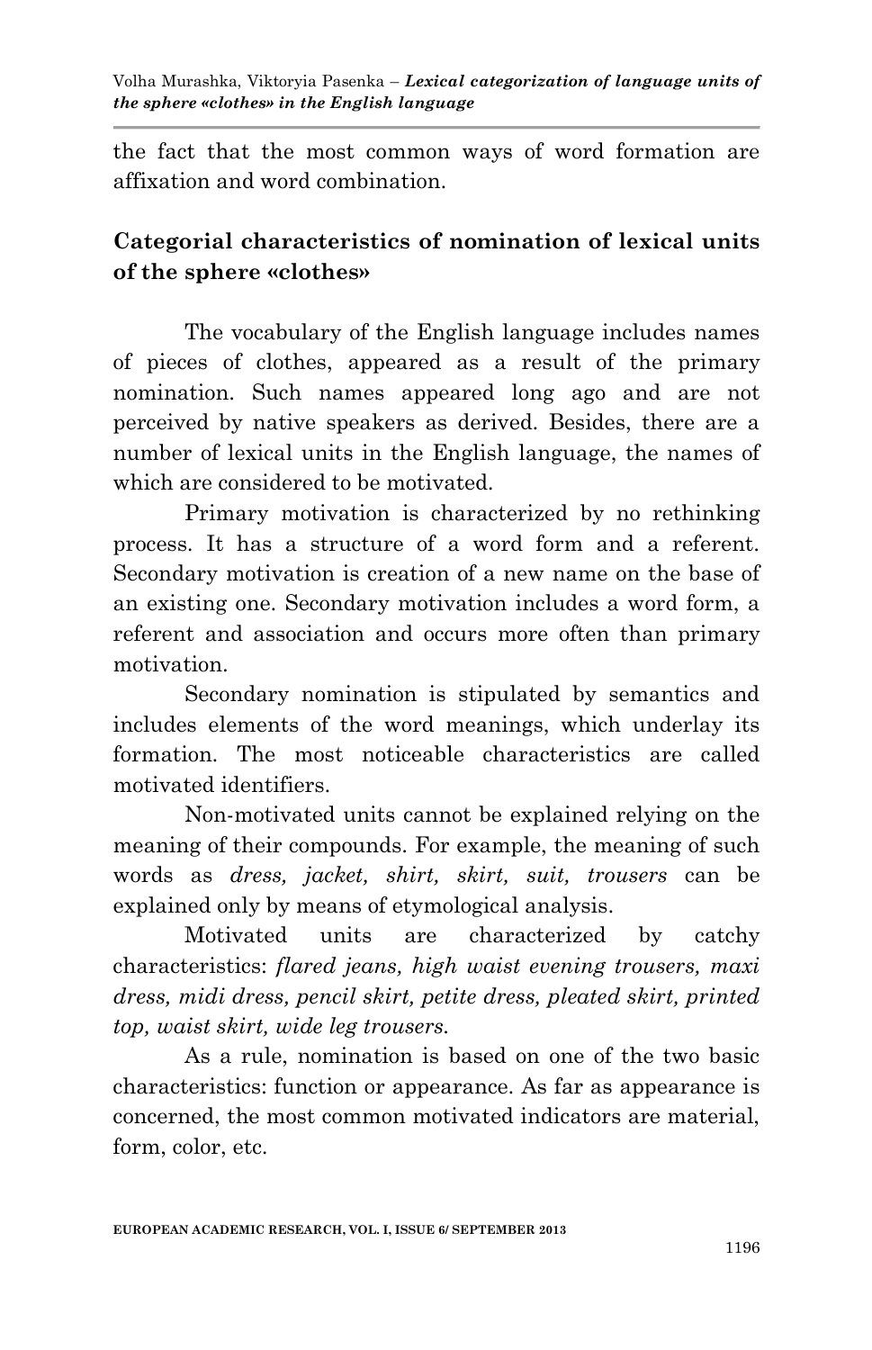the fact that the most common ways of word formation are affixation and word combination.

## Categorial characteristics of nomination of lexical units of the sphere «clothes»

The vocabulary of the English language includes names of pieces of clothes, appeared as a result of the primary nomination. Such names appeared long ago and are not perceived by native speakers as derived. Besides, there are a number of lexical units in the English language, the names of which are considered to be motivated.

Primary motivation is characterized by no rethinking process. It has a structure of a word form and a referent. Secondary motivation is creation of a new name on the base of an existing one. Secondary motivation includes a word form, a referent and association and occurs more often than primary motivation.

Secondary nomination is stipulated by semantics and includes elements of the word meanings, which underlay its formation. The most noticeable characteristics are called motivated identifiers.

Non-motivated units cannot be explained relying on the meaning of their compounds. For example, the meaning of such words as *dress, jacket, shirt, skirt, suit, trousers* can be explained only by means of etymological analysis.

Motivated units are characterized by catchy characteristics: *flared jeans, high waist evening trousers, maxi dress, midi dress, pencil skirt, petite dress, pleated skirt, printed top, waist skirt, wide leg trousers.*

As a rule, nomination is based on one of the two basic characteristics: function or appearance. As far as appearance is concerned, the most common motivated indicators are material, form, color, etc.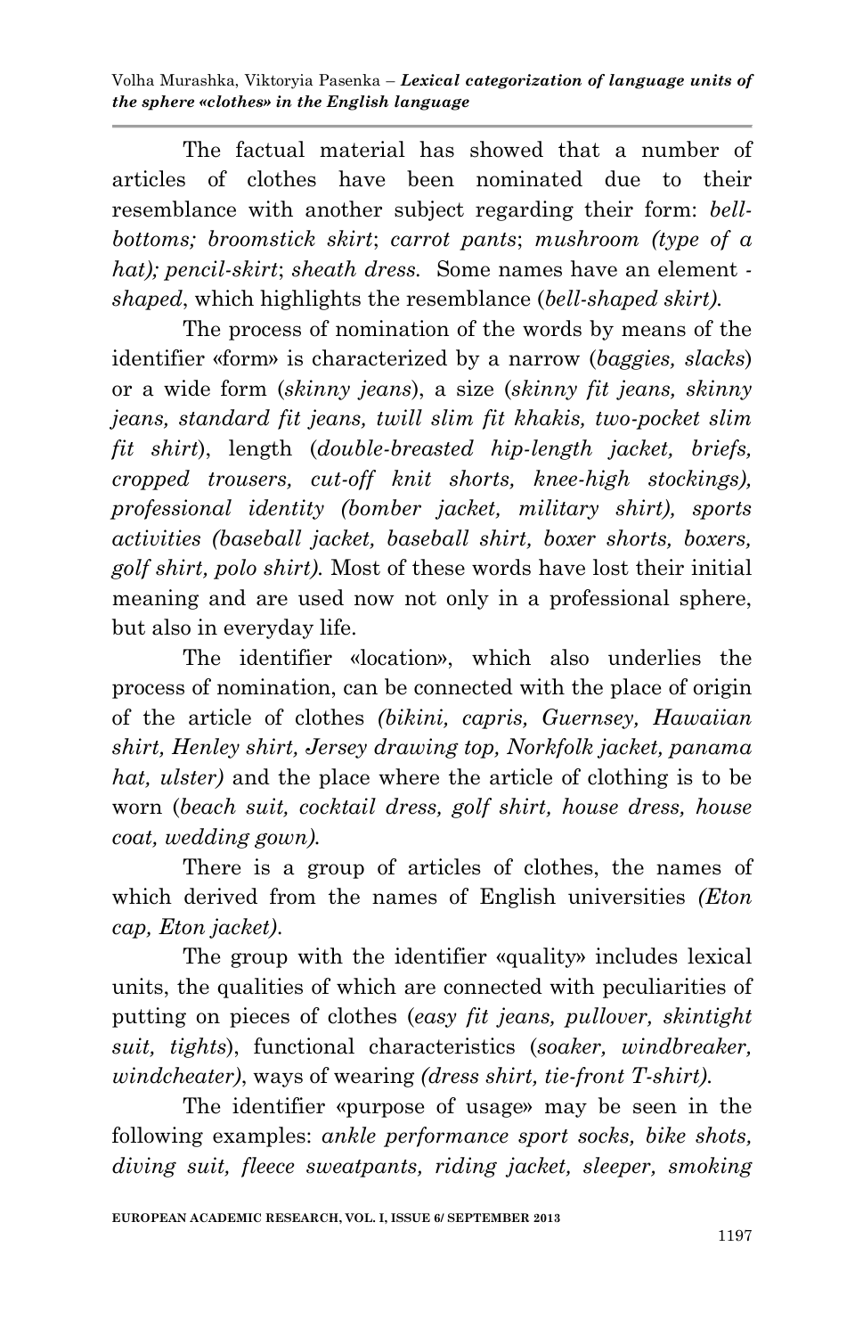The factual material has showed that a number of articles of clothes have been nominated due to their resemblance with another subject regarding their form: *bell-bottoms; broomstick skirt*; *carrot pants*; *mushroom (type of a hat); pencil-skirt*; *sheath dress.* Some names have an element *-shaped*, which highlights the resemblance (*bell-shaped skirt).*

The process of nomination of the words by means of the identifier «form» is characterized by a narrow (*baggies, slacks*) or a wide form (*skinny jeans*), a size (*skinny fit jeans, skinny jeans, standard fit jeans, twill slim fit khakis, two-pocket slim fit shirt*), length (*double-breasted hip-length jacket, briefs, cropped trousers, cut-off knit shorts, knee-high stockings), professional identity (bomber jacket, military shirt), sports activities (baseball jacket, baseball shirt, boxer shorts, boxers, golf shirt, polo shirt).* Most of these words have lost their initial meaning and are used now not only in a professional sphere, but also in everyday life.

The identifier «location», which also underlies the process of nomination, can be connected with the place of origin of the article of clothes *(bikini, capris, Guernsey, Hawaiian shirt, Henley shirt, Jersey drawing top, Norkfolk jacket, panama hat, ulster)* and the place where the article of clothing is to be worn (*beach suit, cocktail dress, golf shirt, house dress, house coat, wedding gown).*

There is a group of articles of clothes, the names of which derived from the names of English universities *(Eton cap, Eton jacket).*

The group with the identifier «quality» includes lexical units, the qualities of which are connected with peculiarities of putting on pieces of clothes (*easy fit jeans, pullover, skintight suit, tights*), functional characteristics (*soaker, windbreaker, windcheater)*, ways of wearing *(dress shirt, tie-front T-shirt).*

The identifier «purpose of usage» may be seen in the following examples: *ankle performance sport socks, bike shots, diving suit, fleece sweatpants, riding jacket, sleeper, smoking*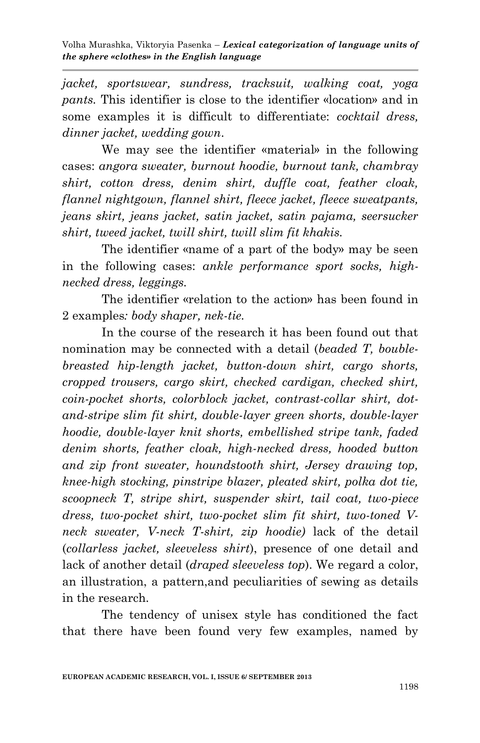*jacket, sportswear, sundress, tracksuit, walking coat, yoga pants.* This identifier is close to the identifier «location» and in some examples it is difficult to differentiate: *cocktail dress, dinner jacket, wedding gown*.

We may see the identifier «material» in the following cases: *angora sweater, burnout hoodie, burnout tank, chambray shirt, cotton dress, denim shirt, duffle coat, feather cloak, flannel nightgown, flannel shirt, fleece jacket, fleece sweatpants, jeans skirt, jeans jacket, satin jacket, satin pajama, seersucker shirt, tweed jacket, twill shirt, twill slim fit khakis.*

The identifier «name of a part of the body» may be seen in the following cases: *ankle performance sport socks, high-necked dress, leggings.*

The identifier «relation to the action» has been found in 2 examples*: body shaper, nek-tie.*

In the course of the research it has been found out that nomination may be connected with a detail (*beaded T, bouble-breasted hip-length jacket, button-down shirt, cargo shorts, cropped trousers, cargo skirt, checked cardigan, checked shirt, coin-pocket shorts, colorblock jacket, contrast-collar shirt, dot-and-stripe slim fit shirt, double-layer green shorts, double-layer hoodie, double-layer knit shorts, embellished stripe tank, faded denim shorts, feather cloak, high-necked dress, hooded button and zip front sweater, houndstooth shirt, Jersey drawing top, knee-high stocking, pinstripe blazer, pleated skirt, polka dot tie, scoopneck T, stripe shirt, suspender skirt, tail coat, two-piece dress, two-pocket shirt, two-pocket slim fit shirt, two-toned V-neck sweater, V-neck T-shirt, zip hoodie)* lack of the detail (*collarless jacket, sleeveless shirt*), presence of one detail and lack of another detail (*draped sleeveless top*). We regard a color, an illustration, a pattern,and peculiarities of sewing as details in the research.

The tendency of unisex style has conditioned the fact that there have been found very few examples, named by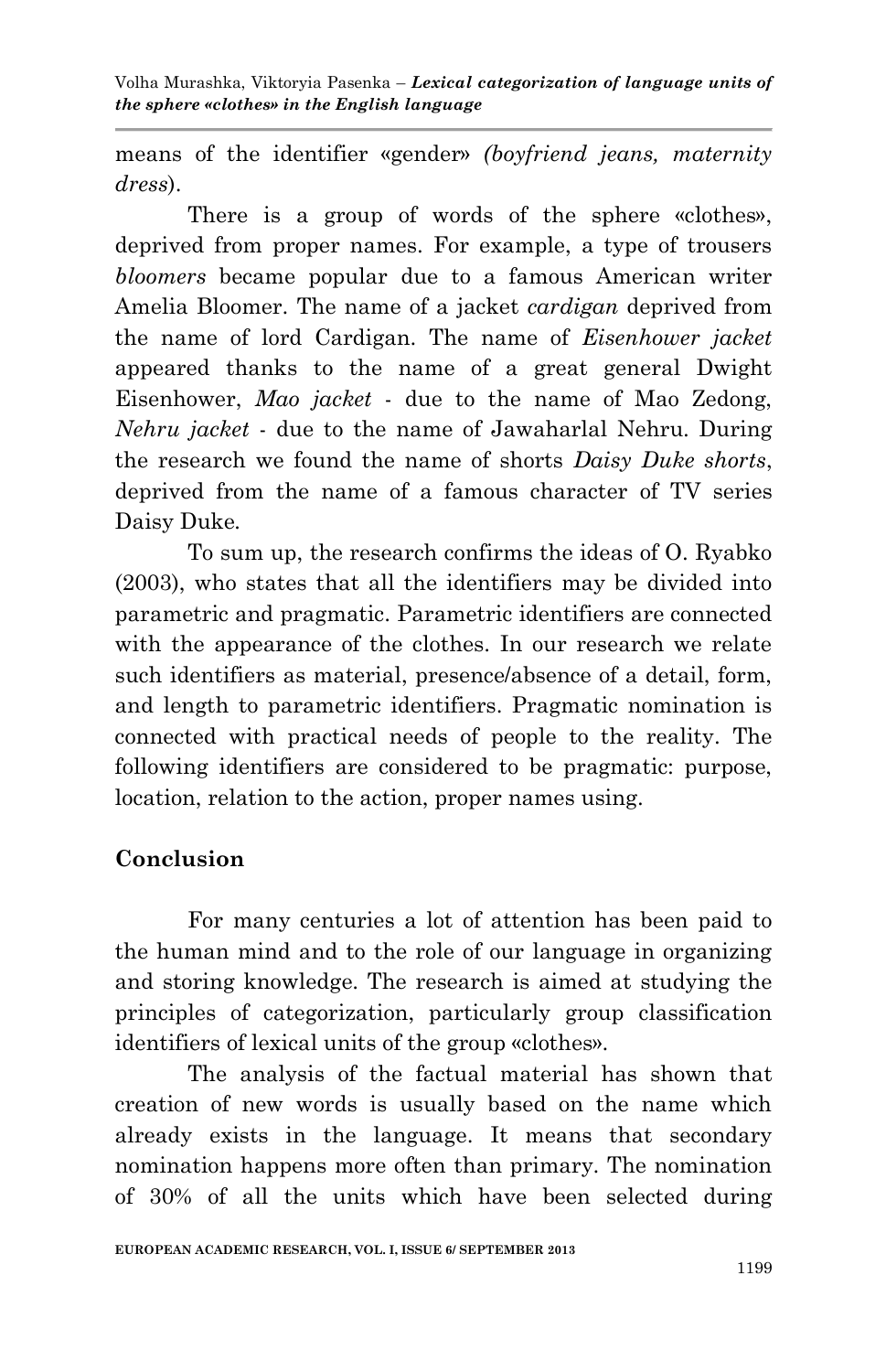means of the identifier «gender» *(boyfriend jeans, maternity dress*).

There is a group of words of the sphere «clothes», deprived from proper names. For example, a type of trousers *bloomers* became popular due to a famous American writer Amelia Bloomer. The name of a jacket *cardigan* deprived from the name of lord Cardigan. The name of *Eisenhower jacket* appeared thanks to the name of a great general Dwight Eisenhower, *Mao jacket* - due to the name of Mao Zedong, *Nehru jacket* - due to the name of Jawaharlal Nehru. During the research we found the name of shorts *Daisy Duke shorts*, deprived from the name of a famous character of TV series Daisy Duke.

To sum up, the research confirms the ideas of O. Ryabko (2003), who states that all the identifiers may be divided into parametric and pragmatic. Parametric identifiers are connected with the appearance of the clothes. In our research we relate such identifiers as material, presence/absence of a detail, form, and length to parametric identifiers. Pragmatic nomination is connected with practical needs of people to the reality. The following identifiers are considered to be pragmatic: purpose, location, relation to the action, proper names using.

## Conclusion

For many centuries a lot of attention has been paid to the human mind and to the role of our language in organizing and storing knowledge. The research is aimed at studying the principles of categorization, particularly group classification identifiers of lexical units of the group «clothes».

The analysis of the factual material has shown that creation of new words is usually based on the name which already exists in the language. It means that secondary nomination happens more often than primary. The nomination of 30% of all the units which have been selected during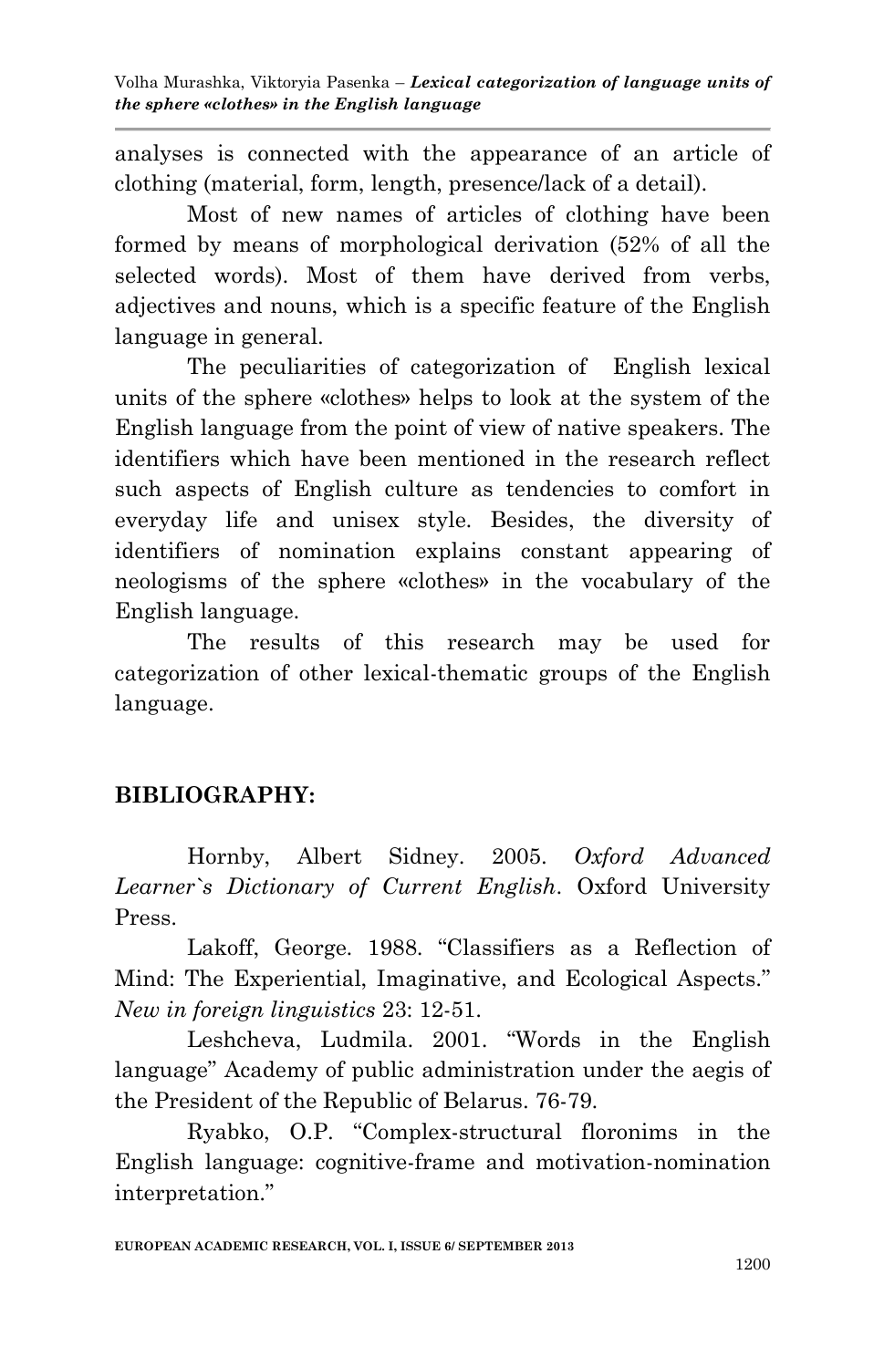analyses is connected with the appearance of an article of clothing (material, form, length, presence/lack of a detail).

Most of new names of articles of clothing have been formed by means of morphological derivation (52% of all the selected words). Most of them have derived from verbs, adjectives and nouns, which is a specific feature of the English language in general.

The peculiarities of categorization of English lexical units of the sphere «clothes» helps to look at the system of the English language from the point of view of native speakers. The identifiers which have been mentioned in the research reflect such aspects of English culture as tendencies to comfort in everyday life and unisex style. Besides, the diversity of identifiers of nomination explains constant appearing of neologisms of the sphere «clothes» in the vocabulary of the English language.

The results of this research may be used for categorization of other lexical-thematic groups of the English language.

## BIBLIOGRAPHY:

Hornby, Albert Sidney. 2005. *Oxford Advanced Learner`s Dictionary of Current English*. Oxford University Press.

Lakoff, George. 1988. "Classifiers as a Reflection of Mind: The Experiential, Imaginative, and Ecological Aspects." *New in foreign linguistics* 23: 12-51.

Leshcheva, Ludmila. 2001. "Words in the English language" Academy of public administration under the aegis of the President of the Republic of Belarus. 76-79.

Ryabko, O.P. "Complex-structural floronims in the English language: cognitive-frame and motivation-nomination interpretation."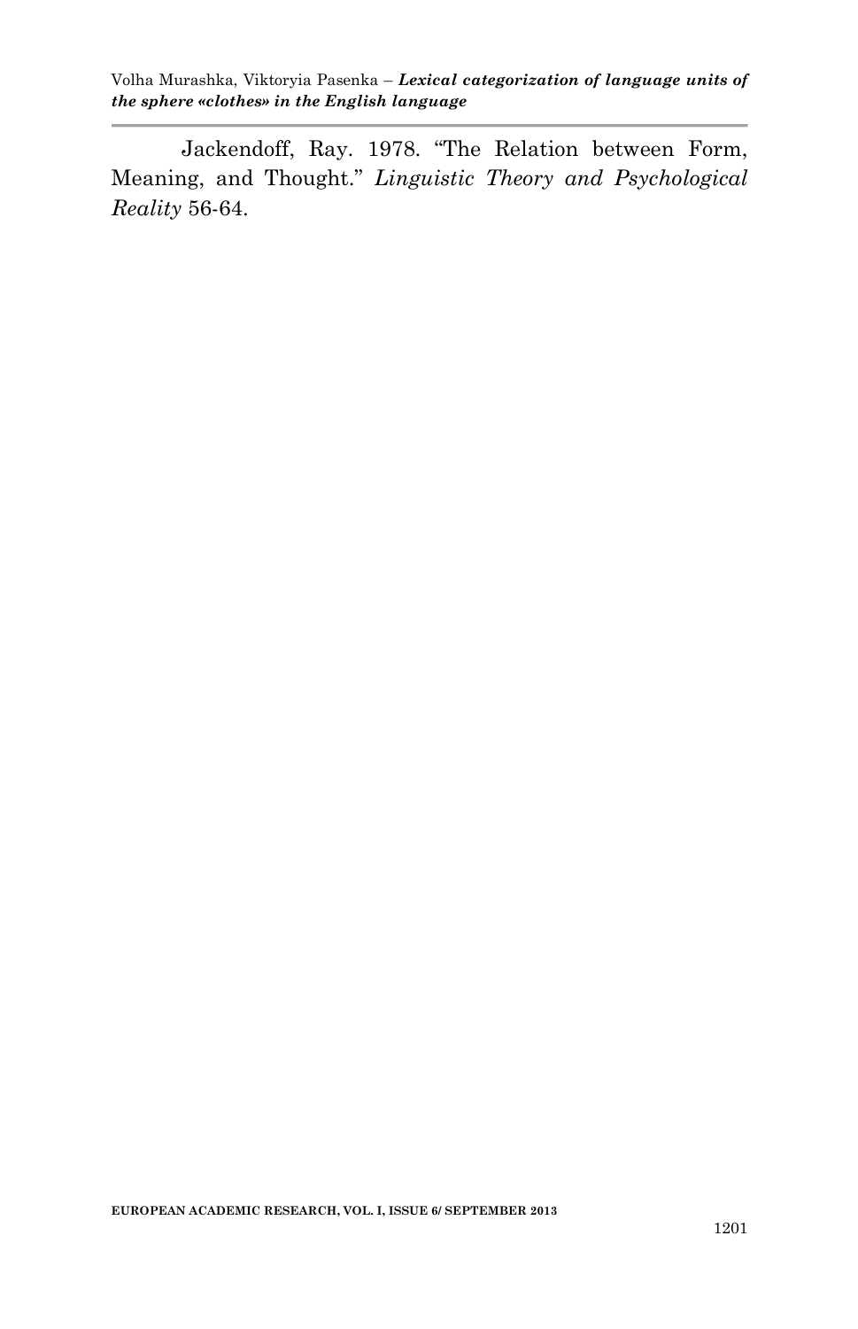Jackendoff, Ray. 1978. “The Relation between Form, Meaning, and Thought.” *Linguistic Theory and Psychological Reality* 56-64.